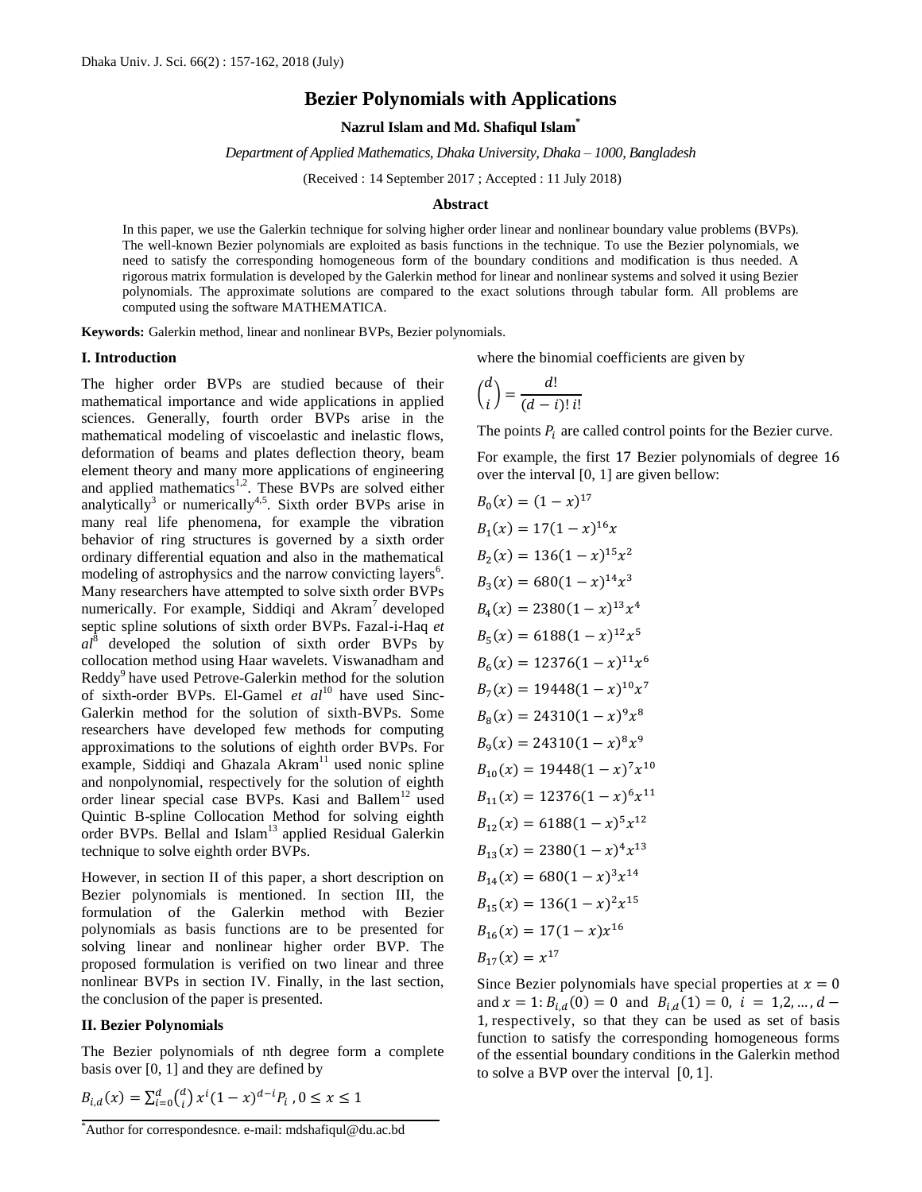# Bezier Polynomials with Applications

**Nazrul Islam and Md. Shafiqul Islam***

*Department of Applied Mathematics, Dhaka University, Dhaka – 1000, Bangladesh*

(Received : 14 September 2017 ; Accepted : 11 July 2018)

### Abstract

In this paper, we use the Galerkin technique for solving higher order linear and nonlinear boundary value problems (BVPs). The well-known Bezier polynomials are exploited as basis functions in the technique. To use the Bezier polynomials, we need to satisfy the corresponding homogeneous form of the boundary conditions and modification is thus needed. A rigorous matrix formulation is developed by the Galerkin method for linear and nonlinear systems and solved it using Bezier polynomials. The approximate solutions are compared to the exact solutions through tabular form. All problems are computed using the software MATHEMATICA.

**Keywords:** Galerkin method, linear and nonlinear BVPs, Bezier polynomials.

## I. Introduction

The higher order BVPs are studied because of their mathematical importance and wide applications in applied sciences. Generally, fourth order BVPs arise in the mathematical modeling of viscoelastic and inelastic flows, deformation of beams and plates deflection theory, beam element theory and many more applications of engineering and applied mathematics[1,2]. These BVPs are solved either analytically[3] or numerically[4,5]. Sixth order BVPs arise in many real life phenomena, for example the vibration behavior of ring structures is governed by a sixth order ordinary differential equation and also in the mathematical modeling of astrophysics and the narrow convicting layers[6]. Many researchers have attempted to solve sixth order BVPs numerically. For example, Siddiqi and Akram[7] developed septic spline solutions of sixth order BVPs. Fazal-i-Haq *et al*[8] developed the solution of sixth order BVPs by collocation method using Haar wavelets. Viswanadham and Reddy[9] have used Petrove-Galerkin method for the solution of sixth-order BVPs. El-Gamel *et al*[10] have used Sinc-Galerkin method for the solution of sixth-BVPs. Some researchers have developed few methods for computing approximations to the solutions of eighth order BVPs. For example, Siddiqi and Ghazala Akram[11] used nonic spline and nonpolynomial, respectively for the solution of eighth order linear special case BVPs. Kasi and Ballem[12] used Quintic B-spline Collocation Method for solving eighth order BVPs. Bellal and Islam[13] applied Residual Galerkin technique to solve eighth order BVPs.

However, in section II of this paper, a short description on Bezier polynomials is mentioned. In section III, the formulation of the Galerkin method with Bezier polynomials as basis functions are to be presented for solving linear and nonlinear higher order BVP. The proposed formulation is verified on two linear and three nonlinear BVPs in section IV. Finally, in the last section, the conclusion of the paper is presented.

## II. Bezier Polynomials

The Bezier polynomials of nth degree form a complete basis over [0, 1] and they are defined by

$$B_{i,d}(x) = \sum_{i=0}^{d} \binom{d}{i} x^i (1-x)^{d-i} P_i \,, 0 \le x \le 1$$

where the binomial coefficients are given by

$$\binom{d}{i} = \frac{d!}{(d-i)!\, i!}$$

The points $P_i$ are called control points for the Bezier curve.

For example, the first 17 Bezier polynomials of degree 16 over the interval [0, 1] are given bellow:

$$B_0(x) = (1-x)^{17}$$

$$B_1(x) = 17(1-x)^{16}x$$

$$B_2(x) = 136(1-x)^{15}x^2$$

$$B_3(x) = 680(1-x)^{14}x^3$$

$$B_4(x) = 2380(1-x)^{13}x^4$$

$$B_5(x) = 6188(1-x)^{12}x^5$$

$$B_6(x) = 12376(1-x)^{11}x^6$$

$$B_7(x) = 19448(1-x)^{10}x^7$$

$$B_8(x) = 24310(1-x)^{9}x^8$$

$$B_9(x) = 24310(1-x)^{8}x^9$$

$$B_{10}(x) = 19448(1-x)^{7}x^{10}$$

$$B_{11}(x) = 12376(1-x)^{6}x^{11}$$

$$B_{12}(x) = 6188(1-x)^{5}x^{12}$$

$$B_{13}(x) = 2380(1-x)^{4}x^{13}$$

$$B_{14}(x) = 680(1-x)^{3}x^{14}$$

$$B_{15}(x) = 136(1-x)^{2}x^{15}$$

$$B_{16}(x) = 17(1-x)x^{16}$$

$$B_{17}(x) = x^{17}$$

Since Bezier polynomials have special properties at $x = 0$ and $x = 1$: $B_{i,d}(0) = 0$ and $B_{i,d}(1) = 0$, $i = 1,2,\ldots,d-1$, respectively, so that they can be used as set of basis function to satisfy the corresponding homogeneous forms of the essential boundary conditions in the Galerkin method to solve a BVP over the interval $[0, 1]$.

*Author for correspondesnce. e-mail: mdshafiqul@du.ac.bd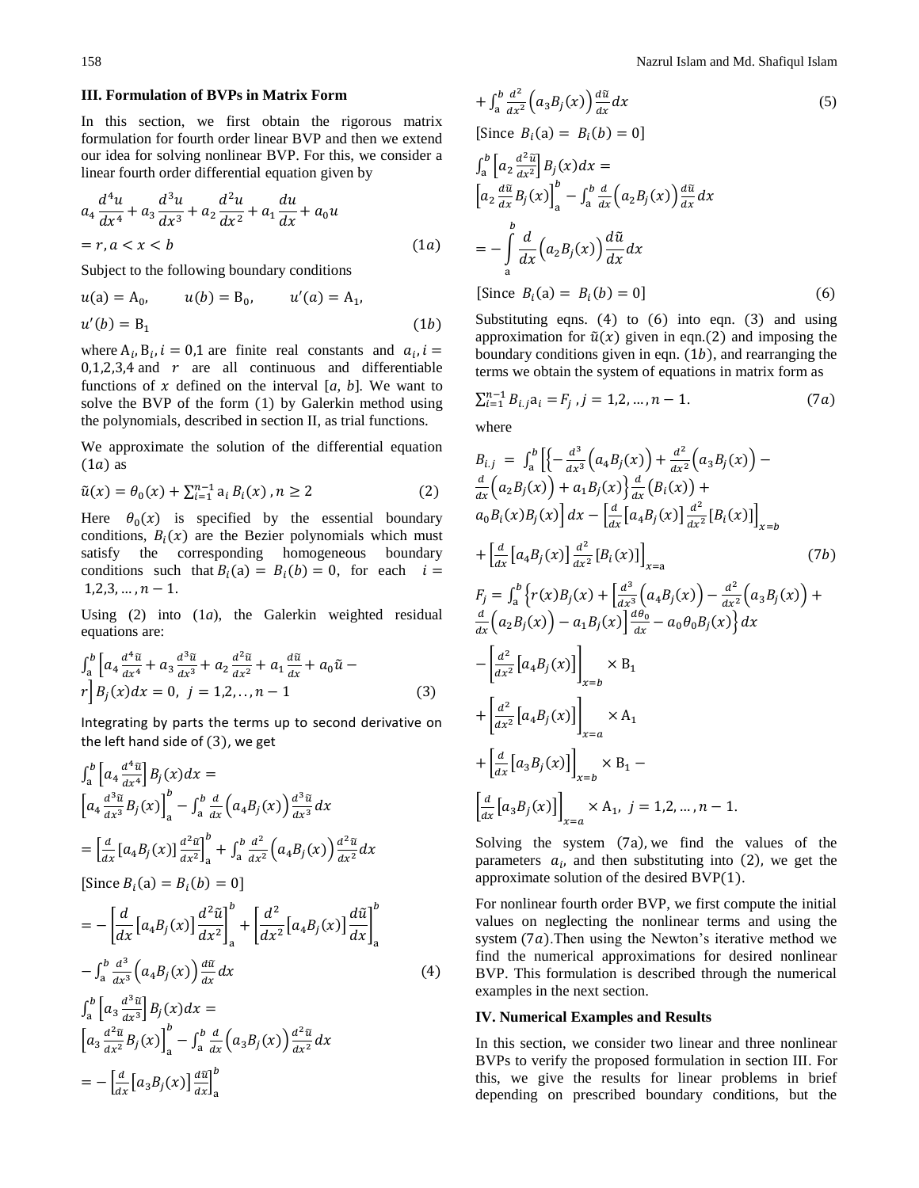## III. Formulation of BVPs in Matrix Form

In this section, we first obtain the rigorous matrix formulation for fourth order linear BVP and then we extend our idea for solving nonlinear BVP. For this, we consider a linear fourth order differential equation given by

$$a_4 \frac{d^4u}{dx^4} + a_3 \frac{d^3u}{dx^3} + a_2 \frac{d^2u}{dx^2} + a_1 \frac{du}{dx} + a_0 u = r, a < x < b \qquad (1a)$$

Subject to the following boundary conditions

$$u(a) = A_0, \qquad u(b) = B_0, \qquad u'(a) = A_1, \qquad u'(b) = B_1 \qquad (1b)$$

where $A_i, B_i, i = 0,1$ are finite real constants and $a_i, i = 0,1,2,3,4$ and $r$ are all continuous and differentiable functions of $x$ defined on the interval $[a, b]$. We want to solve the BVP of the form (1) by Galerkin method using the polynomials, described in section II, as trial functions.

We approximate the solution of the differential equation $(1a)$ as

$$\tilde{u}(x) = \theta_0(x) + \sum_{i=1}^{n-1} a_i B_i(x), n \geq 2 \qquad (2)$$

Here $\theta_0(x)$ is specified by the essential boundary conditions, $B_i(x)$ are the Bezier polynomials which must satisfy the corresponding homogeneous boundary conditions such that $B_i(a) = B_i(b) = 0$, for each $i = 1,2,3, \ldots, n-1$.

Using (2) into $(1a)$, the Galerkin weighted residual equations are:

$$\int_a^b \left[ a_4 \frac{d^4\tilde{u}}{dx^4} + a_3 \frac{d^3\tilde{u}}{dx^3} + a_2 \frac{d^2\tilde{u}}{dx^2} + a_1 \frac{d\tilde{u}}{dx} + a_0 \tilde{u} - r \right] B_j(x) dx = 0, \ j = 1,2, .., n-1 \qquad (3)$$

Integrating by parts the terms up to second derivative on the left hand side of $(3)$, we get

$$\int_a^b \left[ a_4 \frac{d^4\tilde{u}}{dx^4} \right] B_j(x) dx = \left[ a_4 \frac{d^3\tilde{u}}{dx^3} B_j(x) \right]_a^b - \int_a^b \frac{d}{dx}\left(a_4 B_j(x)\right) \frac{d^3\tilde{u}}{dx^3} dx$$

$$= \left[ \frac{d}{dx}[a_4 B_j(x)] \frac{d^2\tilde{u}}{dx^2} \right]_a^b + \int_a^b \frac{d^2}{dx^2}\left(a_4 B_j(x)\right) \frac{d^2\tilde{u}}{dx^2} dx$$

[Since $B_i(a) = B_i(b) = 0$]

$$= -\left[ \frac{d}{dx}[a_4 B_j(x)] \frac{d^2\tilde{u}}{dx^2} \right]_a^b + \left[ \frac{d^2}{dx^2}[a_4 B_j(x)] \frac{d\tilde{u}}{dx} \right]_a^b - \int_a^b \frac{d^3}{dx^3}\left(a_4 B_j(x)\right) \frac{d\tilde{u}}{dx} dx \qquad (4)$$

$$\int_a^b \left[ a_3 \frac{d^3\tilde{u}}{dx^3} \right] B_j(x) dx = \left[ a_3 \frac{d^2\tilde{u}}{dx^2} B_j(x) \right]_a^b - \int_a^b \frac{d}{dx}\left(a_3 B_j(x)\right) \frac{d^2\tilde{u}}{dx^2} dx$$

$$= -\left[ \frac{d}{dx}[a_3 B_j(x)] \frac{d\tilde{u}}{dx} \right]_a^b + \int_a^b \frac{d^2}{dx^2}\left(a_3 B_j(x)\right) \frac{d\tilde{u}}{dx} dx \qquad (5)$$

[Since $B_i(a) = B_i(b) = 0$]

$$\int_a^b \left[ a_2 \frac{d^2\tilde{u}}{dx^2} \right] B_j(x) dx = \left[ a_2 \frac{d\tilde{u}}{dx} B_j(x) \right]_a^b - \int_a^b \frac{d}{dx}\left(a_2 B_j(x)\right) \frac{d\tilde{u}}{dx} dx$$

$$= -\int_a^b \frac{d}{dx}\left(a_2 B_j(x)\right) \frac{d\tilde{u}}{dx} dx$$

[Since $B_i(a) = B_i(b) = 0$] $\qquad (6)$

Substituting eqns. (4) to (6) into eqn. (3) and using approximation for $\tilde{u}(x)$ given in eqn.(2) and imposing the boundary conditions given in eqn. $(1b)$, and rearranging the terms we obtain the system of equations in matrix form as

$$\sum_{i=1}^{n-1} B_{i,j} a_i = F_j, j = 1,2, \ldots, n-1. \qquad (7a)$$

where

$$B_{i,j} = \int_a^b \left[ \left\{ -\frac{d^3}{dx^3}\left(a_4 B_j(x)\right) + \frac{d^2}{dx^2}\left(a_3 B_j(x)\right) - \frac{d}{dx}\left(a_2 B_j(x)\right) + a_1 B_j(x) \right\} \frac{d}{dx}\left(B_i(x)\right) + a_0 B_i(x) B_j(x) \right] dx - \left[ \frac{d}{dx}[a_4 B_j(x)] \frac{d^2}{dx^2}[B_i(x)] \right]_{x=b} + \left[ \frac{d}{dx}[a_4 B_j(x)] \frac{d^2}{dx^2}[B_i(x)] \right]_{x=a} \qquad (7b)$$

$$F_j = \int_a^b \left\{ r(x) B_j(x) + \left[ \frac{d^3}{dx^3}\left(a_4 B_j(x)\right) - \frac{d^2}{dx^2}\left(a_3 B_j(x)\right) + \frac{d}{dx}\left(a_2 B_j(x)\right) - a_1 B_j(x) \right] \frac{d\theta_0}{dx} - a_0 \theta_0 B_j(x) \right\} dx$$
$$- \left[ \frac{d^2}{dx^2}[a_4 B_j(x)] \right]_{x=b} \times B_1 + \left[ \frac{d^2}{dx^2}[a_4 B_j(x)] \right]_{x=a} \times A_1 + \left[ \frac{d}{dx}[a_3 B_j(x)] \right]_{x=b} \times B_1 - \left[ \frac{d}{dx}[a_3 B_j(x)] \right]_{x=a} \times A_1, \ j = 1,2, \ldots, n-1.$$

Solving the system $(7a)$, we find the values of the parameters $a_i$, and then substituting into $(2)$, we get the approximate solution of the desired BVP$(1)$.

For nonlinear fourth order BVP, we first compute the initial values on neglecting the nonlinear terms and using the system $(7a)$. Then using the Newton's iterative method we find the numerical approximations for desired nonlinear BVP. This formulation is described through the numerical examples in the next section.

## IV. Numerical Examples and Results

In this section, we consider two linear and three nonlinear BVPs to verify the proposed formulation in section III. For this, we give the results for linear problems in brief depending on prescribed boundary conditions, but the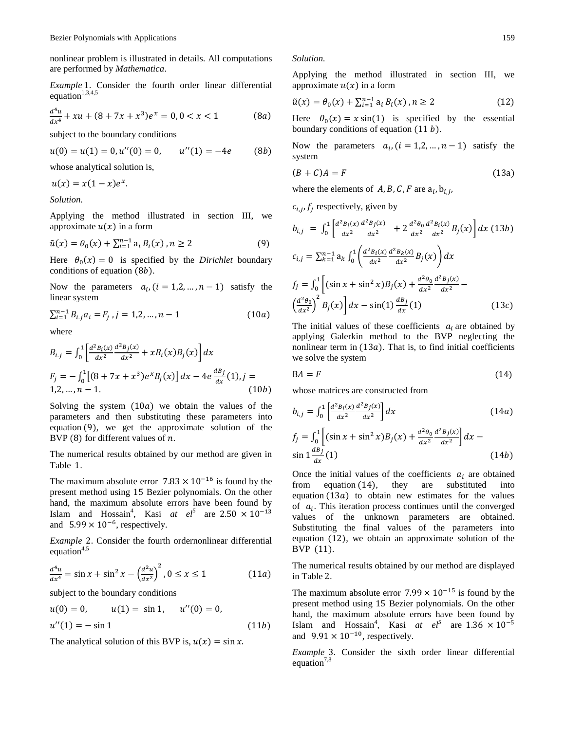nonlinear problem is illustrated in details. All computations are performed by *Mathematica*.

*Example* 1. Consider the fourth order linear differential equation[1,3,4,5]

$$\frac{d^4u}{dx^4} + xu + (8 + 7x + x^3)e^x = 0, 0 < x < 1 \qquad (8a)$$

subject to the boundary conditions

$$u(0) = u(1) = 0, u''(0) = 0, \qquad u''(1) = -4e \qquad (8b)$$

whose analytical solution is,

$$u(x) = x(1 - x)e^x.$$

*Solution.*

Applying the method illustrated in section III, we approximate $u(x)$ in a form

$$\tilde{u}(x) = \theta_0(x) + \sum_{i=1}^{n-1} a_i B_i(x), n \geq 2 \qquad (9)$$

Here $\theta_0(x) = 0$ is specified by the *Dirichlet* boundary conditions of equation $(8b)$.

Now the parameters $a_i, (i = 1,2, \dots, n - 1)$ satisfy the linear system

$$\sum_{i=1}^{n-1} B_{i,j} a_i = F_j, j = 1,2, \dots, n - 1 \qquad (10a)$$

where

$$B_{i,j} = \int_0^1 \left[\frac{d^2B_i(x)}{dx^2}\frac{d^2B_j(x)}{dx^2} + xB_i(x)B_j(x)\right] dx$$

$$F_j = -\int_0^1 \left[(8 + 7x + x^3)e^x B_j(x)\right] dx - 4e\frac{dB_j}{dx}(1), j = 1,2, \dots, n - 1. \qquad (10b)$$

Solving the system $(10a)$ we obtain the values of the parameters and then substituting these parameters into equation $(9)$, we get the approximate solution of the BVP $(8)$ for different values of $n$.

The numerical results obtained by our method are given in Table 1.

The maximum absolute error $7.83 \times 10^{-16}$ is found by the present method using 15 Bezier polynomials. On the other hand, the maximum absolute errors have been found by Islam and Hossain[4], Kasi *at el*[5] are $2.50 \times 10^{-13}$ and $5.99 \times 10^{-6}$, respectively.

*Example* 2. Consider the fourth ordernonlinear differential equation[4,5]

$$\frac{d^4u}{dx^4} = \sin x + \sin^2 x - \left(\frac{d^2u}{dx^2}\right)^2, 0 \leq x \leq 1 \qquad (11a)$$

subject to the boundary conditions

$$u(0) = 0, \qquad u(1) = \sin 1, \qquad u''(0) = 0,$$

$$u''(1) = -\sin 1 \qquad (11b)$$

The analytical solution of this BVP is, $u(x) = \sin x$.

*Solution.*

Applying the method illustrated in section III, we approximate $u(x)$ in a form

$$\tilde{u}(x) = \theta_0(x) + \sum_{i=1}^{n-1} a_i B_i(x), n \geq 2 \qquad (12)$$

Here $\theta_0(x) = x\sin(1)$ is specified by the essential boundary conditions of equation $(11\,b)$.

Now the parameters $a_i, (i = 1,2, \dots, n - 1)$ satisfy the system

$$(B + C)A = F \qquad (13a)$$

where the elements of $A, B, C, F$ are $a_i, b_{i,j}$, $c_{i,j}, f_j$ respectively, given by

$$b_{i,j} = \int_0^1 \left[\frac{d^2B_i(x)}{dx^2}\frac{d^2B_j(x)}{dx^2} + 2\frac{d^2\theta_0}{dx^2}\frac{d^2B_i(x)}{dx^2}B_j(x)\right] dx \qquad (13b)$$

$$c_{i,j} = \sum_{k=1}^{n-1} a_k \int_0^1 \left(\frac{d^2B_i(x)}{dx^2}\frac{d^2B_k(x)}{dx^2}B_j(x)\right) dx$$

$$f_j = \int_0^1 \left[(\sin x + \sin^2 x)B_j(x) + \frac{d^2\theta_0}{dx^2}\frac{d^2B_j(x)}{dx^2} - \left(\frac{d^2\theta_0}{dx^2}\right)^2 B_j(x)\right] dx - \sin(1)\frac{dB_j}{dx}(1) \qquad (13c)$$

The initial values of these coefficients $a_i$ are obtained by applying Galerkin method to the BVP neglecting the nonlinear term in $(13a)$. That is, to find initial coefficients we solve the system

$$BA = F \qquad (14)$$

whose matrices are constructed from

$$b_{i,j} = \int_0^1 \left[\frac{d^2B_i(x)}{dx^2}\frac{d^2B_j(x)}{dx^2}\right] dx \qquad (14a)$$

$$f_j = \int_0^1 \left[(\sin x + \sin^2 x)B_j(x) + \frac{d^2\theta_0}{dx^2}\frac{d^2B_j(x)}{dx^2}\right] dx - \sin 1\frac{dB_j}{dx}(1) \qquad (14b)$$

Once the initial values of the coefficients $a_i$ are obtained from equation $(14)$, they are substituted into equation $(13a)$ to obtain new estimates for the values of $a_i$. This iteration process continues until the converged values of the unknown parameters are obtained. Substituting the final values of the parameters into equation $(12)$, we obtain an approximate solution of the BVP $(11)$.

The numerical results obtained by our method are displayed in Table 2.

The maximum absolute error $7.99 \times 10^{-15}$ is found by the present method using 15 Bezier polynomials. On the other hand, the maximum absolute errors have been found by Islam and Hossain[4], Kasi *at el*[5] are $1.36 \times 10^{-5}$ and $9.91 \times 10^{-10}$, respectively.

*Example* 3. Consider the sixth order linear differential equation[7,8]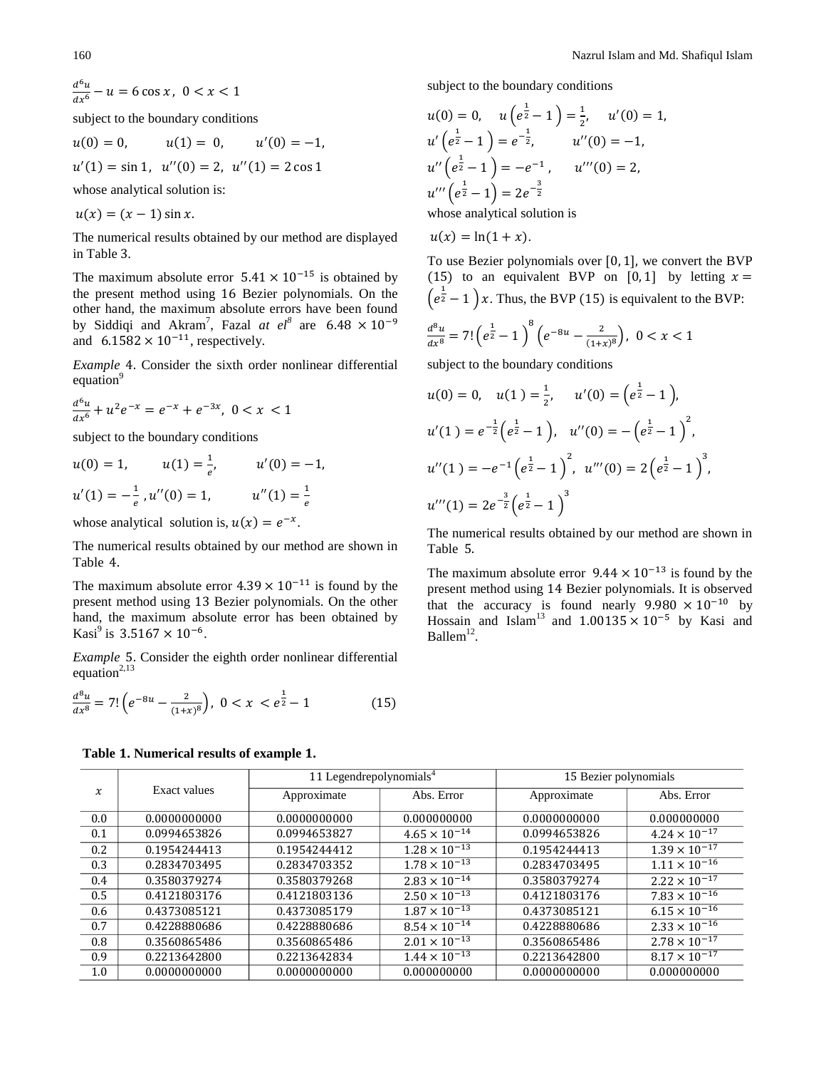$$\frac{d^6u}{dx^6} - u = 6\cos x,\ \ 0 < x < 1$$

subject to the boundary conditions

$$u(0) = 0, \qquad u(1) = 0, \qquad u'(0) = -1,$$

$$u'(1) = \sin 1,\ \ u''(0) = 2,\ \ u''(1) = 2\cos 1$$

whose analytical solution is:

$$u(x) = (x-1)\sin x.$$

The numerical results obtained by our method are displayed in Table 3.

The maximum absolute error $5.41 \times 10^{-15}$ is obtained by the present method using 16 Bezier polynomials. On the other hand, the maximum absolute errors have been found by Siddiqi and Akram[7], Fazal *at el*[8] are $6.48 \times 10^{-9}$ and $6.1582 \times 10^{-11}$, respectively.

*Example* 4. Consider the sixth order nonlinear differential equation[9]

$$\frac{d^6u}{dx^6} + u^2e^{-x} = e^{-x} + e^{-3x},\ \ 0 < x < 1$$

subject to the boundary conditions

$$u(0) = 1, \qquad u(1) = \tfrac{1}{e}, \qquad u'(0) = -1,$$

$$u'(1) = -\tfrac{1}{e},\ u''(0) = 1, \qquad u''(1) = \tfrac{1}{e}$$

whose analytical solution is, $u(x) = e^{-x}$.

The numerical results obtained by our method are shown in Table 4.

The maximum absolute error $4.39 \times 10^{-11}$ is found by the present method using 13 Bezier polynomials. On the other hand, the maximum absolute error has been obtained by Kasi[9] is $3.5167 \times 10^{-6}$.

*Example* 5. Consider the eighth order nonlinear differential equation[2,13]

$$\frac{d^8u}{dx^8} = 7!\left(e^{-8u} - \frac{2}{(1+x)^8}\right),\ \ 0 < x < e^{\frac{1}{2}} - 1 \qquad (15)$$

subject to the boundary conditions

$$u(0) = 0, \quad u\left(e^{\frac{1}{2}} - 1\right) = \tfrac{1}{2}, \quad u'(0) = 1,$$

$$u'\left(e^{\frac{1}{2}} - 1\right) = e^{-\frac{1}{2}}, \qquad u''(0) = -1,$$

$$u''\left(e^{\frac{1}{2}} - 1\right) = -e^{-1}, \qquad u'''(0) = 2,$$

$$u'''\left(e^{\frac{1}{2}} - 1\right) = 2e^{-\frac{3}{2}}$$

whose analytical solution is

$$u(x) = \ln(1+x).$$

To use Bezier polynomials over $[0,1]$, we convert the BVP (15) to an equivalent BVP on $[0,1]$ by letting $x = \left(e^{\frac{1}{2}} - 1\right)x$. Thus, the BVP (15) is equivalent to the BVP:

$$\frac{d^8u}{dx^8} = 7!\left(e^{\frac{1}{2}} - 1\right)^8\left(e^{-8u} - \frac{2}{(1+x)^8}\right),\ \ 0 < x < 1$$

subject to the boundary conditions

$$u(0) = 0, \quad u(1) = \tfrac{1}{2}, \quad u'(0) = \left(e^{\frac{1}{2}} - 1\right),$$

$$u'(1) = e^{-\frac{1}{2}}\left(e^{\frac{1}{2}} - 1\right), \quad u''(0) = -\left(e^{\frac{1}{2}} - 1\right)^2,$$

$$u''(1) = -e^{-1}\left(e^{\frac{1}{2}} - 1\right)^2, \ \ u'''(0) = 2\left(e^{\frac{1}{2}} - 1\right)^3,$$

$$u'''(1) = 2e^{-\frac{3}{2}}\left(e^{\frac{1}{2}} - 1\right)^3$$

The numerical results obtained by our method are shown in Table 5.

The maximum absolute error $9.44 \times 10^{-13}$ is found by the present method using 14 Bezier polynomials. It is observed that the accuracy is found nearly $9.980 \times 10^{-10}$ by Hossain and Islam[13] and $1.00135 \times 10^{-5}$ by Kasi and Ballem[12].

**Table 1. Numerical results of example 1.**

| $x$ | Exact values | 11 Legendrepolynomials[4] | | 15 Bezier polynomials | |
|---|---|---|---|---|---|
| | | Approximate | Abs. Error | Approximate | Abs. Error |
| 0.0 | 0.0000000000 | 0.0000000000 | 0.000000000 | 0.0000000000 | 0.000000000 |
| 0.1 | 0.0994653826 | 0.0994653827 | $4.65 \times 10^{-14}$ | 0.0994653826 | $4.24 \times 10^{-17}$ |
| 0.2 | 0.1954244413 | 0.1954244412 | $1.28 \times 10^{-13}$ | 0.1954244413 | $1.39 \times 10^{-17}$ |
| 0.3 | 0.2834703495 | 0.2834703352 | $1.78 \times 10^{-13}$ | 0.2834703495 | $1.11 \times 10^{-16}$ |
| 0.4 | 0.3580379274 | 0.3580379268 | $2.83 \times 10^{-14}$ | 0.3580379274 | $2.22 \times 10^{-17}$ |
| 0.5 | 0.4121803176 | 0.4121803136 | $2.50 \times 10^{-13}$ | 0.4121803176 | $7.83 \times 10^{-16}$ |
| 0.6 | 0.4373085121 | 0.4373085179 | $1.87 \times 10^{-13}$ | 0.4373085121 | $6.15 \times 10^{-16}$ |
| 0.7 | 0.4228880686 | 0.4228880686 | $8.54 \times 10^{-14}$ | 0.4228880686 | $2.33 \times 10^{-16}$ |
| 0.8 | 0.3560865486 | 0.3560865486 | $2.01 \times 10^{-13}$ | 0.3560865486 | $2.78 \times 10^{-17}$ |
| 0.9 | 0.2213642800 | 0.2213642834 | $1.44 \times 10^{-13}$ | 0.2213642800 | $8.17 \times 10^{-17}$ |
| 1.0 | 0.0000000000 | 0.0000000000 | 0.000000000 | 0.0000000000 | 0.000000000 |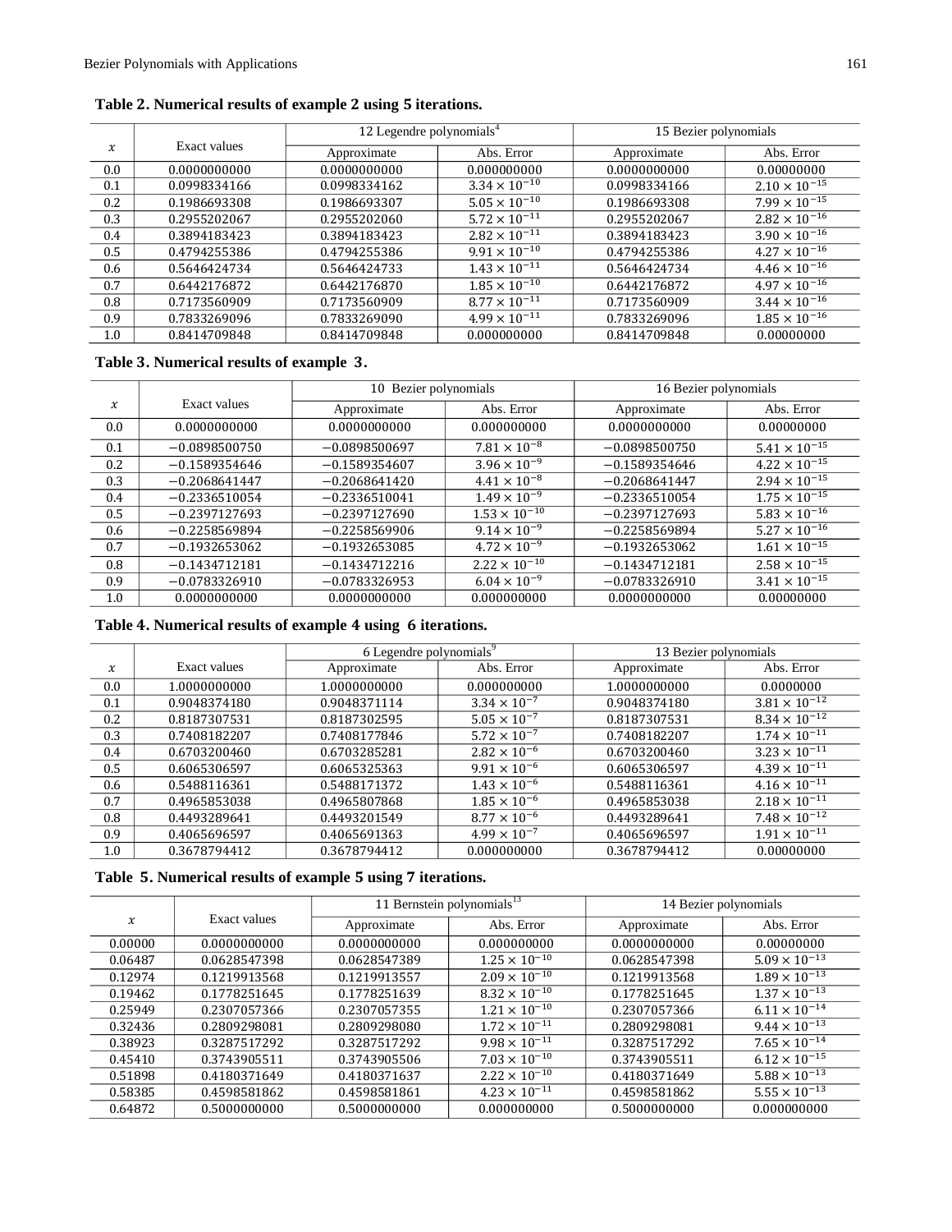**Table 2. Numerical results of example 2 using 5 iterations.**

| $x$ | Exact values | 12 Legendre polynomials[4] | | 15 Bezier polynomials | |
|---|---|---|---|---|---|
| | | Approximate | Abs. Error | Approximate | Abs. Error |
| 0.0 | 0.0000000000 | 0.0000000000 | 0.000000000 | 0.0000000000 | 0.00000000 |
| 0.1 | 0.0998334166 | 0.0998334162 | $3.34 \times 10^{-10}$ | 0.0998334166 | $2.10 \times 10^{-15}$ |
| 0.2 | 0.1986693308 | 0.1986693307 | $5.05 \times 10^{-10}$ | 0.1986693308 | $7.99 \times 10^{-15}$ |
| 0.3 | 0.2955202067 | 0.2955202060 | $5.72 \times 10^{-11}$ | 0.2955202067 | $2.82 \times 10^{-16}$ |
| 0.4 | 0.3894183423 | 0.3894183423 | $2.82 \times 10^{-11}$ | 0.3894183423 | $3.90 \times 10^{-16}$ |
| 0.5 | 0.4794255386 | 0.4794255386 | $9.91 \times 10^{-10}$ | 0.4794255386 | $4.27 \times 10^{-16}$ |
| 0.6 | 0.5646424734 | 0.5646424733 | $1.43 \times 10^{-11}$ | 0.5646424734 | $4.46 \times 10^{-16}$ |
| 0.7 | 0.6442176872 | 0.6442176870 | $1.85 \times 10^{-10}$ | 0.6442176872 | $4.97 \times 10^{-16}$ |
| 0.8 | 0.7173560909 | 0.7173560909 | $8.77 \times 10^{-11}$ | 0.7173560909 | $3.44 \times 10^{-16}$ |
| 0.9 | 0.7833269096 | 0.7833269090 | $4.99 \times 10^{-11}$ | 0.7833269096 | $1.85 \times 10^{-16}$ |
| 1.0 | 0.8414709848 | 0.8414709848 | 0.000000000 | 0.8414709848 | 0.00000000 |

**Table 3. Numerical results of example 3.**

| $x$ | Exact values | 10 Bezier polynomials | | 16 Bezier polynomials | |
|---|---|---|---|---|---|
| | | Approximate | Abs. Error | Approximate | Abs. Error |
| 0.0 | 0.0000000000 | 0.0000000000 | 0.000000000 | 0.0000000000 | 0.00000000 |
| 0.1 | −0.0898500750 | −0.0898500697 | $7.81 \times 10^{-8}$ | −0.0898500750 | $5.41 \times 10^{-15}$ |
| 0.2 | −0.1589354646 | −0.1589354607 | $3.96 \times 10^{-9}$ | −0.1589354646 | $4.22 \times 10^{-15}$ |
| 0.3 | −0.2068641447 | −0.2068641420 | $4.41 \times 10^{-8}$ | −0.2068641447 | $2.94 \times 10^{-15}$ |
| 0.4 | −0.2336510054 | −0.2336510041 | $1.49 \times 10^{-9}$ | −0.2336510054 | $1.75 \times 10^{-15}$ |
| 0.5 | −0.2397127693 | −0.2397127690 | $1.53 \times 10^{-10}$ | −0.2397127693 | $5.83 \times 10^{-16}$ |
| 0.6 | −0.2258569894 | −0.2258569906 | $9.14 \times 10^{-9}$ | −0.2258569894 | $5.27 \times 10^{-16}$ |
| 0.7 | −0.1932653062 | −0.1932653085 | $4.72 \times 10^{-9}$ | −0.1932653062 | $1.61 \times 10^{-15}$ |
| 0.8 | −0.1434712181 | −0.1434712216 | $2.22 \times 10^{-10}$ | −0.1434712181 | $2.58 \times 10^{-15}$ |
| 0.9 | −0.0783326910 | −0.0783326953 | $6.04 \times 10^{-9}$ | −0.0783326910 | $3.41 \times 10^{-15}$ |
| 1.0 | 0.0000000000 | 0.0000000000 | 0.000000000 | 0.0000000000 | 0.00000000 |

**Table 4. Numerical results of example 4 using 6 iterations.**

| $x$ | Exact values | 6 Legendre polynomials[9] | | 13 Bezier polynomials | |
|---|---|---|---|---|---|
| | | Approximate | Abs. Error | Approximate | Abs. Error |
| 0.0 | 1.0000000000 | 1.0000000000 | 0.000000000 | 1.0000000000 | 0.0000000 |
| 0.1 | 0.9048374180 | 0.9048371114 | $3.34 \times 10^{-7}$ | 0.9048374180 | $3.81 \times 10^{-12}$ |
| 0.2 | 0.8187307531 | 0.8187302595 | $5.05 \times 10^{-7}$ | 0.8187307531 | $8.34 \times 10^{-12}$ |
| 0.3 | 0.7408182207 | 0.7408177846 | $5.72 \times 10^{-7}$ | 0.7408182207 | $1.74 \times 10^{-11}$ |
| 0.4 | 0.6703200460 | 0.6703285281 | $2.82 \times 10^{-6}$ | 0.6703200460 | $3.23 \times 10^{-11}$ |
| 0.5 | 0.6065306597 | 0.6065325363 | $9.91 \times 10^{-6}$ | 0.6065306597 | $4.39 \times 10^{-11}$ |
| 0.6 | 0.5488116361 | 0.5488171372 | $1.43 \times 10^{-6}$ | 0.5488116361 | $4.16 \times 10^{-11}$ |
| 0.7 | 0.4965853038 | 0.4965807868 | $1.85 \times 10^{-6}$ | 0.4965853038 | $2.18 \times 10^{-11}$ |
| 0.8 | 0.4493289641 | 0.4493201549 | $8.77 \times 10^{-6}$ | 0.4493289641 | $7.48 \times 10^{-12}$ |
| 0.9 | 0.4065696597 | 0.4065691363 | $4.99 \times 10^{-7}$ | 0.4065696597 | $1.91 \times 10^{-11}$ |
| 1.0 | 0.3678794412 | 0.3678794412 | 0.000000000 | 0.3678794412 | 0.00000000 |

**Table 5. Numerical results of example 5 using 7 iterations.**

| $x$ | Exact values | 11 Bernstein polynomials[13] | | 14 Bezier polynomials | |
|---|---|---|---|---|---|
| | | Approximate | Abs. Error | Approximate | Abs. Error |
| 0.00000 | 0.0000000000 | 0.0000000000 | 0.000000000 | 0.0000000000 | 0.00000000 |
| 0.06487 | 0.0628547398 | 0.0628547389 | $1.25 \times 10^{-10}$ | 0.0628547398 | $5.09 \times 10^{-13}$ |
| 0.12974 | 0.1219913568 | 0.1219913557 | $2.09 \times 10^{-10}$ | 0.1219913568 | $1.89 \times 10^{-13}$ |
| 0.19462 | 0.1778251645 | 0.1778251639 | $8.32 \times 10^{-10}$ | 0.1778251645 | $1.37 \times 10^{-13}$ |
| 0.25949 | 0.2307057366 | 0.2307057355 | $1.21 \times 10^{-10}$ | 0.2307057366 | $6.11 \times 10^{-14}$ |
| 0.32436 | 0.2809298081 | 0.2809298080 | $1.72 \times 10^{-11}$ | 0.2809298081 | $9.44 \times 10^{-13}$ |
| 0.38923 | 0.3287517292 | 0.3287517292 | $9.98 \times 10^{-11}$ | 0.3287517292 | $7.65 \times 10^{-14}$ |
| 0.45410 | 0.3743905511 | 0.3743905506 | $7.03 \times 10^{-10}$ | 0.3743905511 | $6.12 \times 10^{-15}$ |
| 0.51898 | 0.4180371649 | 0.4180371637 | $2.22 \times 10^{-10}$ | 0.4180371649 | $5.88 \times 10^{-13}$ |
| 0.58385 | 0.4598581862 | 0.4598581861 | $4.23 \times 10^{-11}$ | 0.4598581862 | $5.55 \times 10^{-13}$ |
| 0.64872 | 0.5000000000 | 0.5000000000 | 0.000000000 | 0.5000000000 | 0.000000000 |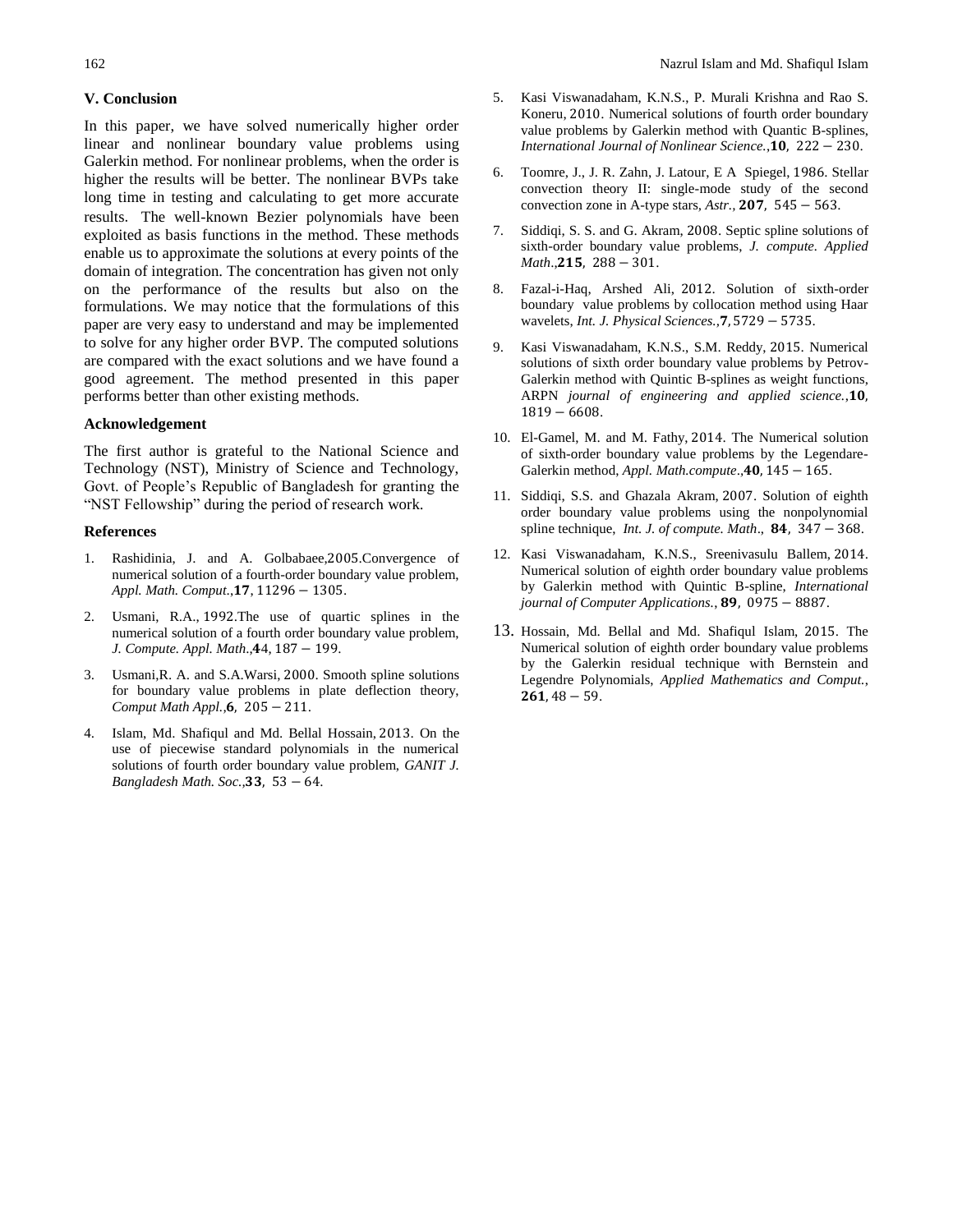### V. Conclusion

In this paper, we have solved numerically higher order linear and nonlinear boundary value problems using Galerkin method. For nonlinear problems, when the order is higher the results will be better. The nonlinear BVPs take long time in testing and calculating to get more accurate results. The well-known Bezier polynomials have been exploited as basis functions in the method. These methods enable us to approximate the solutions at every points of the domain of integration. The concentration has given not only on the performance of the results but also on the formulations. We may notice that the formulations of this paper are very easy to understand and may be implemented to solve for any higher order BVP. The computed solutions are compared with the exact solutions and we have found a good agreement. The method presented in this paper performs better than other existing methods.

### Acknowledgement

The first author is grateful to the National Science and Technology (NST), Ministry of Science and Technology, Govt. of People's Republic of Bangladesh for granting the "NST Fellowship" during the period of research work.

### References

1. Rashidinia, J. and A. Golbabaee,2005.Convergence of numerical solution of a fourth-order boundary value problem, *Appl. Math. Comput.*,**17**, 11296 − 1305.
2. Usmani, R.A., 1992.The use of quartic splines in the numerical solution of a fourth order boundary value problem, *J. Compute. Appl. Math*.,**4**4, 187 − 199.
3. Usmani,R. A. and S.A.Warsi, 2000. Smooth spline solutions for boundary value problems in plate deflection theory, *Comput Math Appl.*,**6**, 205 − 211.
4. Islam, Md. Shafiqul and Md. Bellal Hossain, 2013. On the use of piecewise standard polynomials in the numerical solutions of fourth order boundary value problem, *GANIT J. Bangladesh Math. Soc.*,**33**, 53 − 64.
5. Kasi Viswanadaham, K.N.S., P. Murali Krishna and Rao S. Koneru, 2010. Numerical solutions of fourth order boundary value problems by Galerkin method with Quantic B-splines, *International Journal of Nonlinear Science.*,**10**, 222 − 230.
6. Toomre, J., J. R. Zahn, J. Latour, E A Spiegel, 1986. Stellar convection theory II: single-mode study of the second convection zone in A-type stars, *Astr.,* **207**, 545 − 563.
7. Siddiqi, S. S. and G. Akram, 2008. Septic spline solutions of sixth-order boundary value problems, *J. compute. Applied Math*.,**215**, 288 − 301.
8. Fazal-i-Haq, Arshed Ali, 2012. Solution of sixth-order boundary value problems by collocation method using Haar wavelets, *Int. J. Physical Sciences.*,**7**, 5729 − 5735.
9. Kasi Viswanadaham, K.N.S., S.M. Reddy, 2015. Numerical solutions of sixth order boundary value problems by Petrov-Galerkin method with Quintic B-splines as weight functions, ARPN *journal of engineering and applied science.*,**10**, 1819 − 6608.
10. El-Gamel, M. and M. Fathy, 2014. The Numerical solution of sixth-order boundary value problems by the Legendare-Galerkin method, *Appl. Math.compute*.,**40**, 145 − 165.
11. Siddiqi, S.S. and Ghazala Akram, 2007. Solution of eighth order boundary value problems using the nonpolynomial spline technique, *Int. J. of compute. Math*., **84**, 347 − 368.
12. Kasi Viswanadaham, K.N.S., Sreenivasulu Ballem, 2014. Numerical solution of eighth order boundary value problems by Galerkin method with Quintic B-spline, *International journal of Computer Applications.*, **89**, 0975 − 8887.
13. Hossain, Md. Bellal and Md. Shafiqul Islam, 2015. The Numerical solution of eighth order boundary value problems by the Galerkin residual technique with Bernstein and Legendre Polynomials, *Applied Mathematics and Comput.*, **261**, 48 − 59.